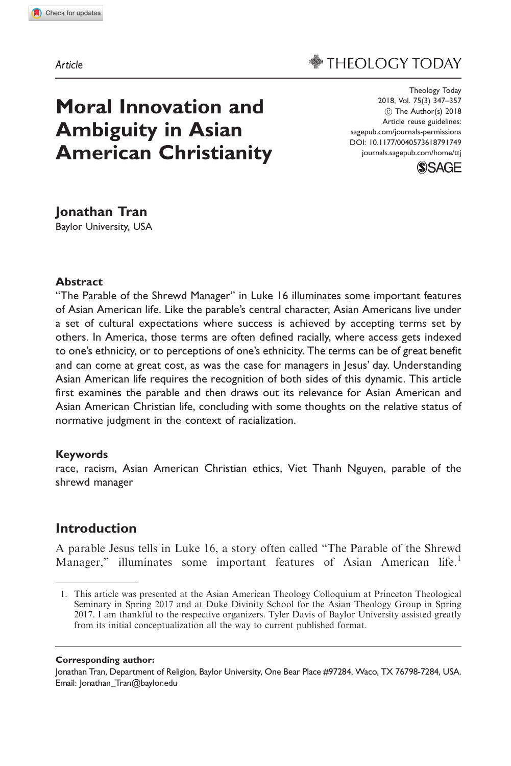Article

# Moral Innovation and Ambiguity in Asian American Christianity

Theology Today
2018, Vol. 75(3) 347–357
© The Author(s) 2018
Article reuse guidelines:
sagepub.com/journals-permissions
DOI: 10.1177/0040573618791749
journals.sagepub.com/home/ttj

**Jonathan Tran**
Baylor University, USA

### Abstract

"The Parable of the Shrewd Manager" in Luke 16 illuminates some important features of Asian American life. Like the parable's central character, Asian Americans live under a set of cultural expectations where success is achieved by accepting terms set by others. In America, those terms are often defined racially, where access gets indexed to one's ethnicity, or to perceptions of one's ethnicity. The terms can be of great benefit and can come at great cost, as was the case for managers in Jesus' day. Understanding Asian American life requires the recognition of both sides of this dynamic. This article first examines the parable and then draws out its relevance for Asian American and Asian American Christian life, concluding with some thoughts on the relative status of normative judgment in the context of racialization.

### Keywords

race, racism, Asian American Christian ethics, Viet Thanh Nguyen, parable of the shrewd manager

## Introduction

A parable Jesus tells in Luke 16, a story often called "The Parable of the Shrewd Manager," illuminates some important features of Asian American life.[1]

1. This article was presented at the Asian American Theology Colloquium at Princeton Theological Seminary in Spring 2017 and at Duke Divinity School for the Asian Theology Group in Spring 2017. I am thankful to the respective organizers. Tyler Davis of Baylor University assisted greatly from its initial conceptualization all the way to current published format.

**Corresponding author:**
Jonathan Tran, Department of Religion, Baylor University, One Bear Place #97284, Waco, TX 76798-7284, USA.
Email: Jonathan_Tran@baylor.edu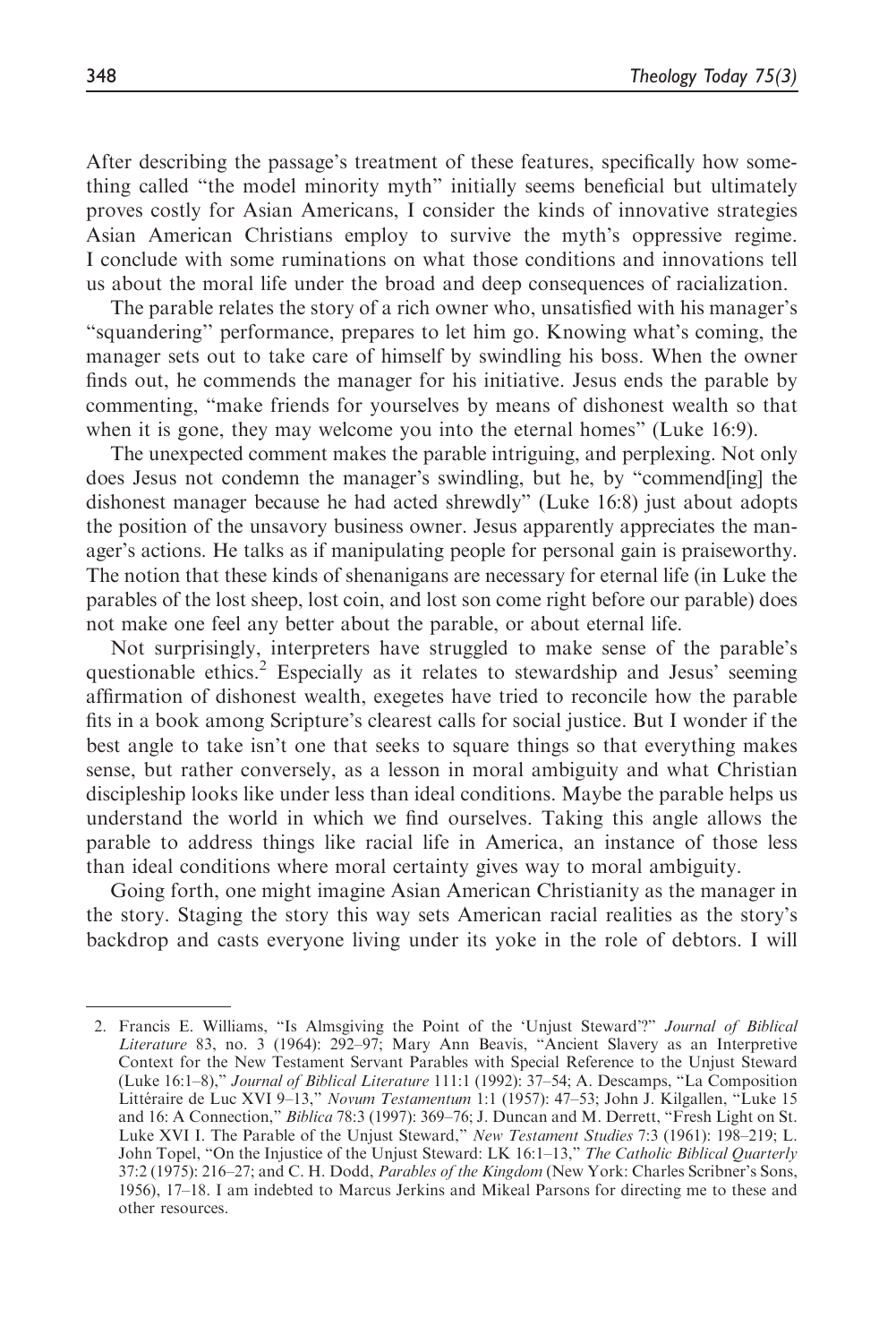After describing the passage's treatment of these features, specifically how something called "the model minority myth" initially seems beneficial but ultimately proves costly for Asian Americans, I consider the kinds of innovative strategies Asian American Christians employ to survive the myth's oppressive regime. I conclude with some ruminations on what those conditions and innovations tell us about the moral life under the broad and deep consequences of racialization.

The parable relates the story of a rich owner who, unsatisfied with his manager's "squandering" performance, prepares to let him go. Knowing what's coming, the manager sets out to take care of himself by swindling his boss. When the owner finds out, he commends the manager for his initiative. Jesus ends the parable by commenting, "make friends for yourselves by means of dishonest wealth so that when it is gone, they may welcome you into the eternal homes" (Luke 16:9).

The unexpected comment makes the parable intriguing, and perplexing. Not only does Jesus not condemn the manager's swindling, but he, by "commend[ing] the dishonest manager because he had acted shrewdly" (Luke 16:8) just about adopts the position of the unsavory business owner. Jesus apparently appreciates the manager's actions. He talks as if manipulating people for personal gain is praiseworthy. The notion that these kinds of shenanigans are necessary for eternal life (in Luke the parables of the lost sheep, lost coin, and lost son come right before our parable) does not make one feel any better about the parable, or about eternal life.

Not surprisingly, interpreters have struggled to make sense of the parable's questionable ethics.[2] Especially as it relates to stewardship and Jesus' seeming affirmation of dishonest wealth, exegetes have tried to reconcile how the parable fits in a book among Scripture's clearest calls for social justice. But I wonder if the best angle to take isn't one that seeks to square things so that everything makes sense, but rather conversely, as a lesson in moral ambiguity and what Christian discipleship looks like under less than ideal conditions. Maybe the parable helps us understand the world in which we find ourselves. Taking this angle allows the parable to address things like racial life in America, an instance of those less than ideal conditions where moral certainty gives way to moral ambiguity.

Going forth, one might imagine Asian American Christianity as the manager in the story. Staging the story this way sets American racial realities as the story's backdrop and casts everyone living under its yoke in the role of debtors. I will

2. Francis E. Williams, "Is Almsgiving the Point of the 'Unjust Steward'?" *Journal of Biblical Literature* 83, no. 3 (1964): 292–97; Mary Ann Beavis, "Ancient Slavery as an Interpretive Context for the New Testament Servant Parables with Special Reference to the Unjust Steward (Luke 16:1–8)," *Journal of Biblical Literature* 111:1 (1992): 37–54; A. Descamps, "La Composition Littéraire de Luc XVI 9–13," *Novum Testamentum* 1:1 (1957): 47–53; John J. Kilgallen, "Luke 15 and 16: A Connection," *Biblica* 78:3 (1997): 369–76; J. Duncan and M. Derrett, "Fresh Light on St. Luke XVI I. The Parable of the Unjust Steward," *New Testament Studies* 7:3 (1961): 198–219; L. John Topel, "On the Injustice of the Unjust Steward: LK 16:1–13," *The Catholic Biblical Quarterly* 37:2 (1975): 216–27; and C. H. Dodd, *Parables of the Kingdom* (New York: Charles Scribner's Sons, 1956), 17–18. I am indebted to Marcus Jerkins and Mikeal Parsons for directing me to these and other resources.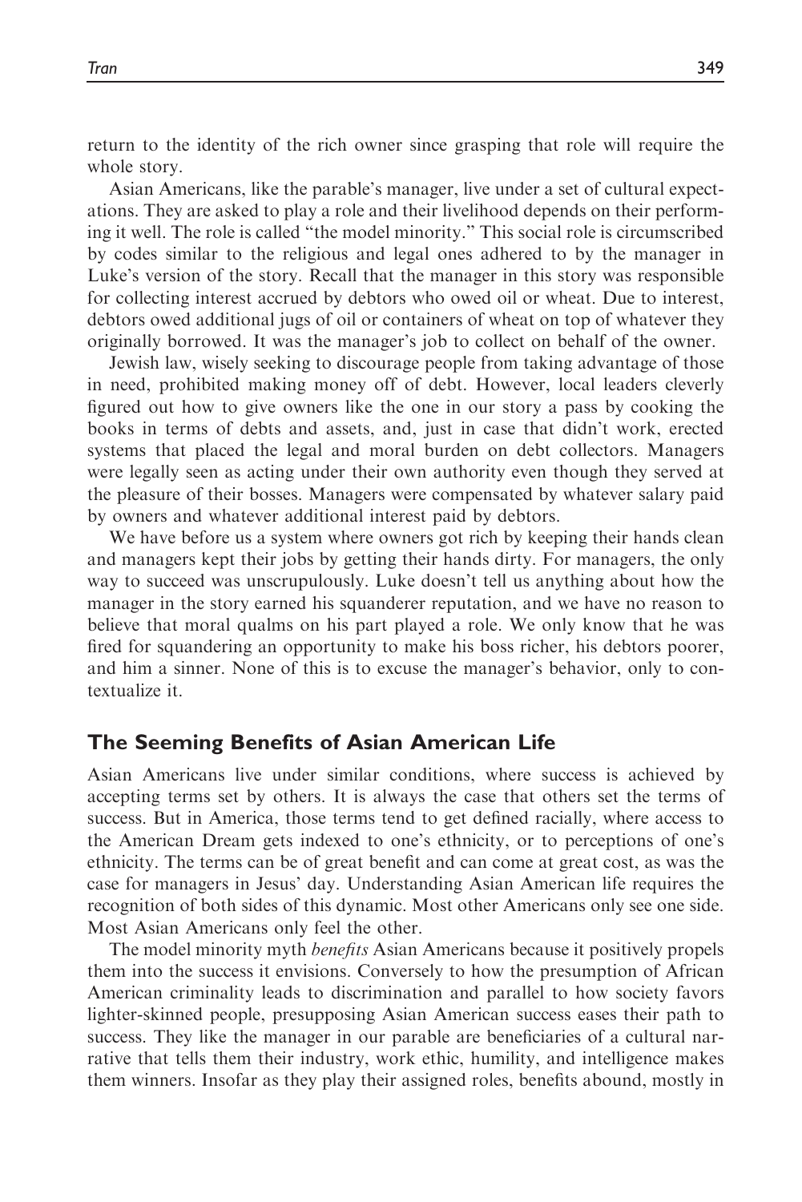return to the identity of the rich owner since grasping that role will require the whole story.

Asian Americans, like the parable's manager, live under a set of cultural expectations. They are asked to play a role and their livelihood depends on their performing it well. The role is called "the model minority." This social role is circumscribed by codes similar to the religious and legal ones adhered to by the manager in Luke's version of the story. Recall that the manager in this story was responsible for collecting interest accrued by debtors who owed oil or wheat. Due to interest, debtors owed additional jugs of oil or containers of wheat on top of whatever they originally borrowed. It was the manager's job to collect on behalf of the owner.

Jewish law, wisely seeking to discourage people from taking advantage of those in need, prohibited making money off of debt. However, local leaders cleverly figured out how to give owners like the one in our story a pass by cooking the books in terms of debts and assets, and, just in case that didn't work, erected systems that placed the legal and moral burden on debt collectors. Managers were legally seen as acting under their own authority even though they served at the pleasure of their bosses. Managers were compensated by whatever salary paid by owners and whatever additional interest paid by debtors.

We have before us a system where owners got rich by keeping their hands clean and managers kept their jobs by getting their hands dirty. For managers, the only way to succeed was unscrupulously. Luke doesn't tell us anything about how the manager in the story earned his squanderer reputation, and we have no reason to believe that moral qualms on his part played a role. We only know that he was fired for squandering an opportunity to make his boss richer, his debtors poorer, and him a sinner. None of this is to excuse the manager's behavior, only to contextualize it.

## The Seeming Benefits of Asian American Life

Asian Americans live under similar conditions, where success is achieved by accepting terms set by others. It is always the case that others set the terms of success. But in America, those terms tend to get defined racially, where access to the American Dream gets indexed to one's ethnicity, or to perceptions of one's ethnicity. The terms can be of great benefit and can come at great cost, as was the case for managers in Jesus' day. Understanding Asian American life requires the recognition of both sides of this dynamic. Most other Americans only see one side. Most Asian Americans only feel the other.

The model minority myth *benefits* Asian Americans because it positively propels them into the success it envisions. Conversely to how the presumption of African American criminality leads to discrimination and parallel to how society favors lighter-skinned people, presupposing Asian American success eases their path to success. They like the manager in our parable are beneficiaries of a cultural narrative that tells them their industry, work ethic, humility, and intelligence makes them winners. Insofar as they play their assigned roles, benefits abound, mostly in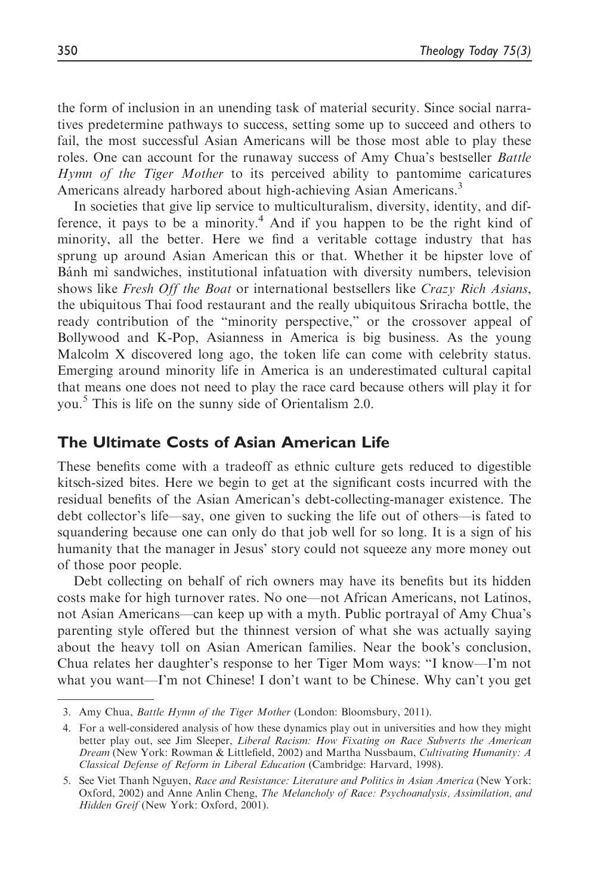the form of inclusion in an unending task of material security. Since social narratives predetermine pathways to success, setting some up to succeed and others to fail, the most successful Asian Americans will be those most able to play these roles. One can account for the runaway success of Amy Chua's bestseller *Battle Hymn of the Tiger Mother* to its perceived ability to pantomime caricatures Americans already harbored about high-achieving Asian Americans.[3]

In societies that give lip service to multiculturalism, diversity, identity, and difference, it pays to be a minority.[4] And if you happen to be the right kind of minority, all the better. Here we find a veritable cottage industry that has sprung up around Asian American this or that. Whether it be hipster love of Bánh mì sandwiches, institutional infatuation with diversity numbers, television shows like *Fresh Off the Boat* or international bestsellers like *Crazy Rich Asians*, the ubiquitous Thai food restaurant and the really ubiquitous Sriracha bottle, the ready contribution of the "minority perspective," or the crossover appeal of Bollywood and K-Pop, Asianness in America is big business. As the young Malcolm X discovered long ago, the token life can come with celebrity status. Emerging around minority life in America is an underestimated cultural capital that means one does not need to play the race card because others will play it for you.[5] This is life on the sunny side of Orientalism 2.0.

## The Ultimate Costs of Asian American Life

These benefits come with a tradeoff as ethnic culture gets reduced to digestible kitsch-sized bites. Here we begin to get at the significant costs incurred with the residual benefits of the Asian American's debt-collecting-manager existence. The debt collector's life—say, one given to sucking the life out of others—is fated to squandering because one can only do that job well for so long. It is a sign of his humanity that the manager in Jesus' story could not squeeze any more money out of those poor people.

Debt collecting on behalf of rich owners may have its benefits but its hidden costs make for high turnover rates. No one—not African Americans, not Latinos, not Asian Americans—can keep up with a myth. Public portrayal of Amy Chua's parenting style offered but the thinnest version of what she was actually saying about the heavy toll on Asian American families. Near the book's conclusion, Chua relates her daughter's response to her Tiger Mom ways: "I know—I'm not what you want—I'm not Chinese! I don't want to be Chinese. Why can't you get

---

3. Amy Chua, *Battle Hymn of the Tiger Mother* (London: Bloomsbury, 2011).

4. For a well-considered analysis of how these dynamics play out in universities and how they might better play out, see Jim Sleeper, *Liberal Racism: How Fixating on Race Subverts the American Dream* (New York: Rowman & Littlefield, 2002) and Martha Nussbaum, *Cultivating Humanity: A Classical Defense of Reform in Liberal Education* (Cambridge: Harvard, 1998).

5. See Viet Thanh Nguyen, *Race and Resistance: Literature and Politics in Asian America* (New York: Oxford, 2002) and Anne Anlin Cheng, *The Melancholy of Race: Psychoanalysis, Assimilation, and Hidden Greif* (New York: Oxford, 2001).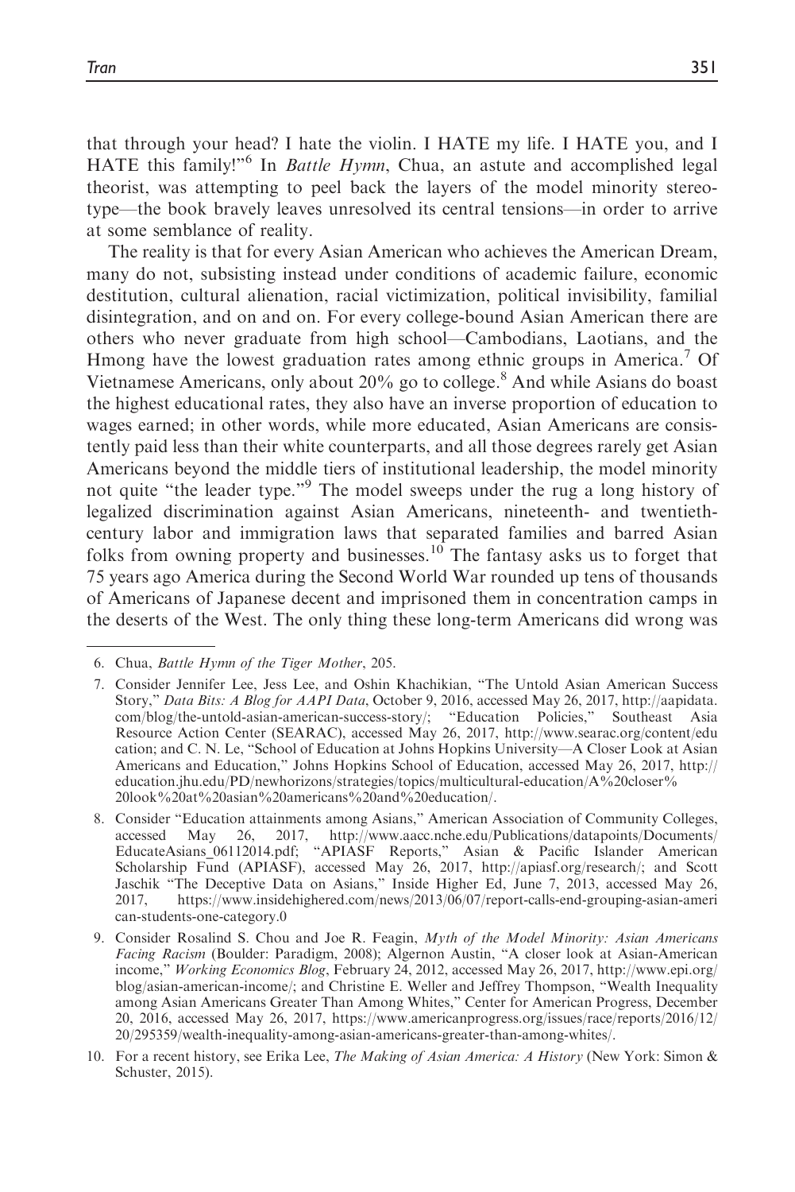that through your head? I hate the violin. I HATE my life. I HATE you, and I HATE this family!"[6] In *Battle Hymn*, Chua, an astute and accomplished legal theorist, was attempting to peel back the layers of the model minority stereotype—the book bravely leaves unresolved its central tensions—in order to arrive at some semblance of reality.

The reality is that for every Asian American who achieves the American Dream, many do not, subsisting instead under conditions of academic failure, economic destitution, cultural alienation, racial victimization, political invisibility, familial disintegration, and on and on. For every college-bound Asian American there are others who never graduate from high school—Cambodians, Laotians, and the Hmong have the lowest graduation rates among ethnic groups in America.[7] Of Vietnamese Americans, only about 20% go to college.[8] And while Asians do boast the highest educational rates, they also have an inverse proportion of education to wages earned; in other words, while more educated, Asian Americans are consistently paid less than their white counterparts, and all those degrees rarely get Asian Americans beyond the middle tiers of institutional leadership, the model minority not quite "the leader type."[9] The model sweeps under the rug a long history of legalized discrimination against Asian Americans, nineteenth- and twentieth-century labor and immigration laws that separated families and barred Asian folks from owning property and businesses.[10] The fantasy asks us to forget that 75 years ago America during the Second World War rounded up tens of thousands of Americans of Japanese decent and imprisoned them in concentration camps in the deserts of the West. The only thing these long-term Americans did wrong was

---

6. Chua, *Battle Hymn of the Tiger Mother*, 205.
7. Consider Jennifer Lee, Jess Lee, and Oshin Khachikian, "The Untold Asian American Success Story," *Data Bits: A Blog for AAPI Data*, October 9, 2016, accessed May 26, 2017, http://aapidata.com/blog/the-untold-asian-american-success-story/; "Education Policies," Southeast Asia Resource Action Center (SEARAC), accessed May 26, 2017, http://www.searac.org/content/education; and C. N. Le, "School of Education at Johns Hopkins University—A Closer Look at Asian Americans and Education," Johns Hopkins School of Education, accessed May 26, 2017, http://education.jhu.edu/PD/newhorizons/strategies/topics/multicultural-education/A%20closer%20look%20at%20asian%20americans%20and%20education/.
8. Consider "Education attainments among Asians," American Association of Community Colleges, accessed May 26, 2017, http://www.aacc.nche.edu/Publications/datapoints/Documents/EducateAsians_06112014.pdf; "APIASF Reports," Asian & Pacific Islander American Scholarship Fund (APIASF), accessed May 26, 2017, http://apiasf.org/research/; and Scott Jaschik "The Deceptive Data on Asians," Inside Higher Ed, June 7, 2013, accessed May 26, 2017, https://www.insidehighered.com/news/2013/06/07/report-calls-end-grouping-asian-american-students-one-category.0
9. Consider Rosalind S. Chou and Joe R. Feagin, *Myth of the Model Minority: Asian Americans Facing Racism* (Boulder: Paradigm, 2008); Algernon Austin, "A closer look at Asian-American income," *Working Economics Blog*, February 24, 2012, accessed May 26, 2017, http://www.epi.org/blog/asian-american-income/; and Christine E. Weller and Jeffrey Thompson, "Wealth Inequality among Asian Americans Greater Than Among Whites," Center for American Progress, December 20, 2016, accessed May 26, 2017, https://www.americanprogress.org/issues/race/reports/2016/12/20/295359/wealth-inequality-among-asian-americans-greater-than-among-whites/.
10. For a recent history, see Erika Lee, *The Making of Asian America: A History* (New York: Simon & Schuster, 2015).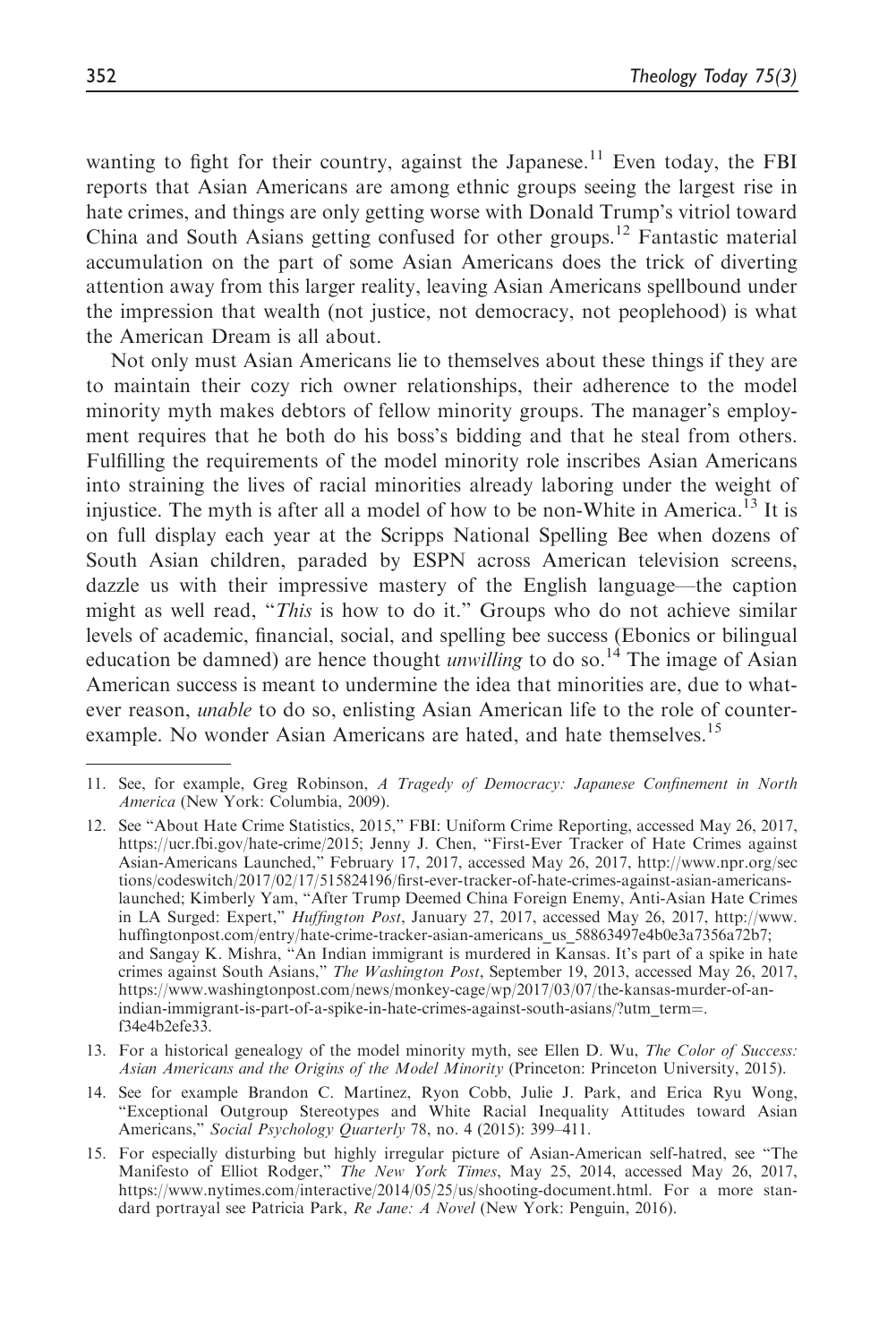wanting to fight for their country, against the Japanese.[11] Even today, the FBI reports that Asian Americans are among ethnic groups seeing the largest rise in hate crimes, and things are only getting worse with Donald Trump's vitriol toward China and South Asians getting confused for other groups.[12] Fantastic material accumulation on the part of some Asian Americans does the trick of diverting attention away from this larger reality, leaving Asian Americans spellbound under the impression that wealth (not justice, not democracy, not peoplehood) is what the American Dream is all about.

Not only must Asian Americans lie to themselves about these things if they are to maintain their cozy rich owner relationships, their adherence to the model minority myth makes debtors of fellow minority groups. The manager's employment requires that he both do his boss's bidding and that he steal from others. Fulfilling the requirements of the model minority role inscribes Asian Americans into straining the lives of racial minorities already laboring under the weight of injustice. The myth is after all a model of how to be non-White in America.[13] It is on full display each year at the Scripps National Spelling Bee when dozens of South Asian children, paraded by ESPN across American television screens, dazzle us with their impressive mastery of the English language—the caption might as well read, "*This* is how to do it." Groups who do not achieve similar levels of academic, financial, social, and spelling bee success (Ebonics or bilingual education be damned) are hence thought *unwilling* to do so.[14] The image of Asian American success is meant to undermine the idea that minorities are, due to whatever reason, *unable* to do so, enlisting Asian American life to the role of counterexample. No wonder Asian Americans are hated, and hate themselves.[15]

---

11. See, for example, Greg Robinson, *A Tragedy of Democracy: Japanese Confinement in North America* (New York: Columbia, 2009).
12. See "About Hate Crime Statistics, 2015," FBI: Uniform Crime Reporting, accessed May 26, 2017, https://ucr.fbi.gov/hate-crime/2015; Jenny J. Chen, "First-Ever Tracker of Hate Crimes against Asian-Americans Launched," February 17, 2017, accessed May 26, 2017, http://www.npr.org/sections/codeswitch/2017/02/17/515824196/first-ever-tracker-of-hate-crimes-against-asian-americans-launched; Kimberly Yam, "After Trump Deemed China Foreign Enemy, Anti-Asian Hate Crimes in LA Surged: Expert," *Huffington Post*, January 27, 2017, accessed May 26, 2017, http://www.huffingtonpost.com/entry/hate-crime-tracker-asian-americans_us_58863497e4b0e3a7356a72b7; and Sangay K. Mishra, "An Indian immigrant is murdered in Kansas. It's part of a spike in hate crimes against South Asians," *The Washington Post*, September 19, 2013, accessed May 26, 2017, https://www.washingtonpost.com/news/monkey-cage/wp/2017/03/07/the-kansas-murder-of-an-indian-immigrant-is-part-of-a-spike-in-hate-crimes-against-south-asians/?utm_term=.f34e4b2efe33.
13. For a historical genealogy of the model minority myth, see Ellen D. Wu, *The Color of Success: Asian Americans and the Origins of the Model Minority* (Princeton: Princeton University, 2015).
14. See for example Brandon C. Martinez, Ryon Cobb, Julie J. Park, and Erica Ryu Wong, "Exceptional Outgroup Stereotypes and White Racial Inequality Attitudes toward Asian Americans," *Social Psychology Quarterly* 78, no. 4 (2015): 399–411.
15. For especially disturbing but highly irregular picture of Asian-American self-hatred, see "The Manifesto of Elliot Rodger," *The New York Times*, May 25, 2014, accessed May 26, 2017, https://www.nytimes.com/interactive/2014/05/25/us/shooting-document.html. For a more standard portrayal see Patricia Park, *Re Jane: A Novel* (New York: Penguin, 2016).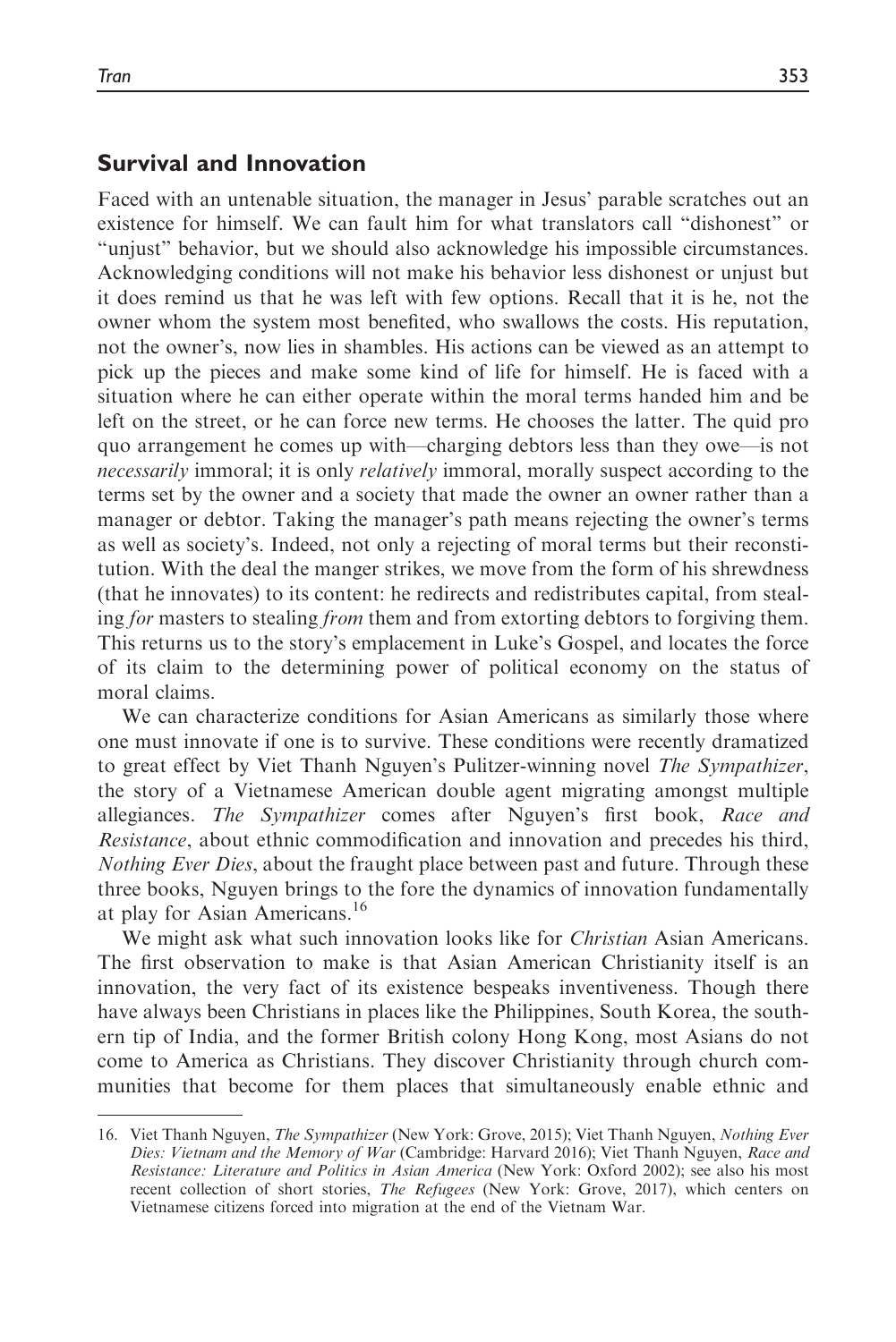## Survival and Innovation

Faced with an untenable situation, the manager in Jesus' parable scratches out an existence for himself. We can fault him for what translators call "dishonest" or "unjust" behavior, but we should also acknowledge his impossible circumstances. Acknowledging conditions will not make his behavior less dishonest or unjust but it does remind us that he was left with few options. Recall that it is he, not the owner whom the system most benefited, who swallows the costs. His reputation, not the owner's, now lies in shambles. His actions can be viewed as an attempt to pick up the pieces and make some kind of life for himself. He is faced with a situation where he can either operate within the moral terms handed him and be left on the street, or he can force new terms. He chooses the latter. The quid pro quo arrangement he comes up with—charging debtors less than they owe—is not *necessarily* immoral; it is only *relatively* immoral, morally suspect according to the terms set by the owner and a society that made the owner an owner rather than a manager or debtor. Taking the manager's path means rejecting the owner's terms as well as society's. Indeed, not only a rejecting of moral terms but their reconstitution. With the deal the manger strikes, we move from the form of his shrewdness (that he innovates) to its content: he redirects and redistributes capital, from stealing *for* masters to stealing *from* them and from extorting debtors to forgiving them. This returns us to the story's emplacement in Luke's Gospel, and locates the force of its claim to the determining power of political economy on the status of moral claims.

We can characterize conditions for Asian Americans as similarly those where one must innovate if one is to survive. These conditions were recently dramatized to great effect by Viet Thanh Nguyen's Pulitzer-winning novel *The Sympathizer*, the story of a Vietnamese American double agent migrating amongst multiple allegiances. *The Sympathizer* comes after Nguyen's first book, *Race and Resistance*, about ethnic commodification and innovation and precedes his third, *Nothing Ever Dies*, about the fraught place between past and future. Through these three books, Nguyen brings to the fore the dynamics of innovation fundamentally at play for Asian Americans.[16]

We might ask what such innovation looks like for *Christian* Asian Americans. The first observation to make is that Asian American Christianity itself is an innovation, the very fact of its existence bespeaks inventiveness. Though there have always been Christians in places like the Philippines, South Korea, the southern tip of India, and the former British colony Hong Kong, most Asians do not come to America as Christians. They discover Christianity through church communities that become for them places that simultaneously enable ethnic and

16. Viet Thanh Nguyen, *The Sympathizer* (New York: Grove, 2015); Viet Thanh Nguyen, *Nothing Ever Dies: Vietnam and the Memory of War* (Cambridge: Harvard 2016); Viet Thanh Nguyen, *Race and Resistance: Literature and Politics in Asian America* (New York: Oxford 2002); see also his most recent collection of short stories, *The Refugees* (New York: Grove, 2017), which centers on Vietnamese citizens forced into migration at the end of the Vietnam War.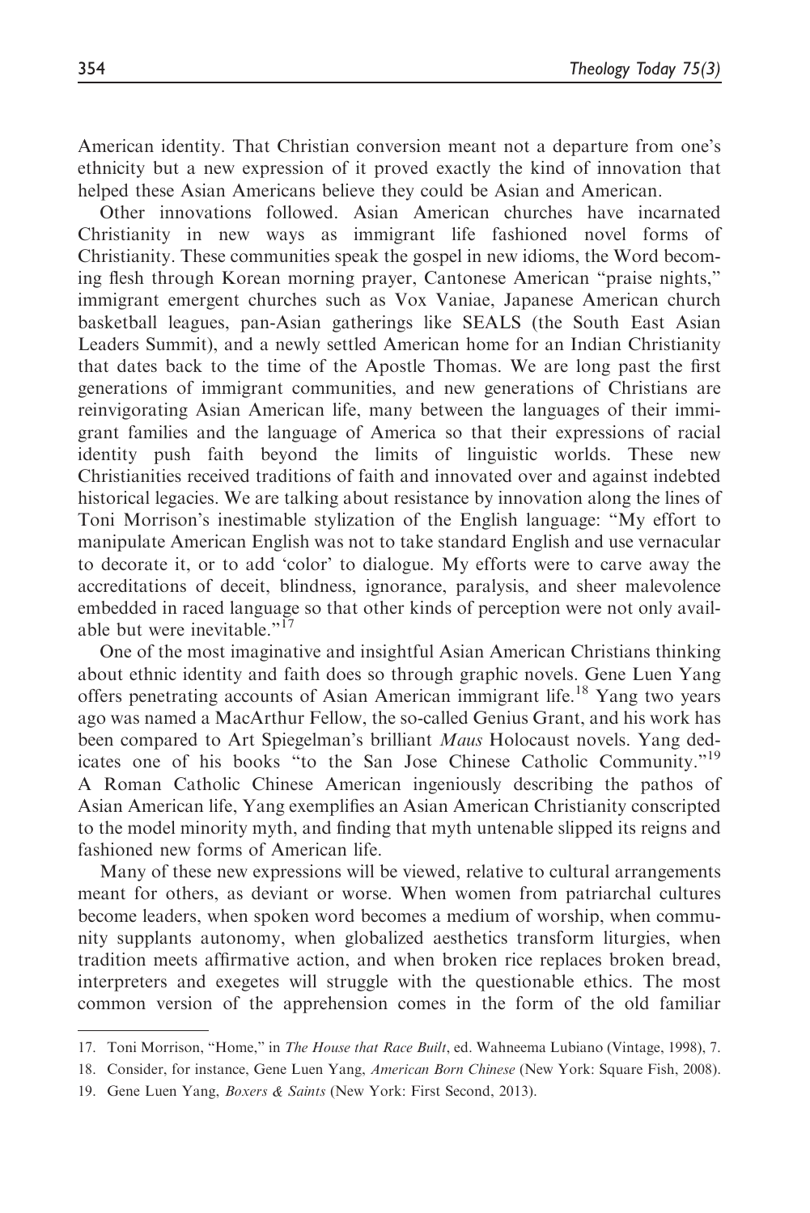American identity. That Christian conversion meant not a departure from one's ethnicity but a new expression of it proved exactly the kind of innovation that helped these Asian Americans believe they could be Asian and American.

Other innovations followed. Asian American churches have incarnated Christianity in new ways as immigrant life fashioned novel forms of Christianity. These communities speak the gospel in new idioms, the Word becoming flesh through Korean morning prayer, Cantonese American "praise nights," immigrant emergent churches such as Vox Vaniae, Japanese American church basketball leagues, pan-Asian gatherings like SEALS (the South East Asian Leaders Summit), and a newly settled American home for an Indian Christianity that dates back to the time of the Apostle Thomas. We are long past the first generations of immigrant communities, and new generations of Christians are reinvigorating Asian American life, many between the languages of their immigrant families and the language of America so that their expressions of racial identity push faith beyond the limits of linguistic worlds. These new Christianities received traditions of faith and innovated over and against indebted historical legacies. We are talking about resistance by innovation along the lines of Toni Morrison's inestimable stylization of the English language: "My effort to manipulate American English was not to take standard English and use vernacular to decorate it, or to add 'color' to dialogue. My efforts were to carve away the accreditations of deceit, blindness, ignorance, paralysis, and sheer malevolence embedded in raced language so that other kinds of perception were not only available but were inevitable."[17]

One of the most imaginative and insightful Asian American Christians thinking about ethnic identity and faith does so through graphic novels. Gene Luen Yang offers penetrating accounts of Asian American immigrant life.[18] Yang two years ago was named a MacArthur Fellow, the so-called Genius Grant, and his work has been compared to Art Spiegelman's brilliant *Maus* Holocaust novels. Yang dedicates one of his books "to the San Jose Chinese Catholic Community."[19] A Roman Catholic Chinese American ingeniously describing the pathos of Asian American life, Yang exemplifies an Asian American Christianity conscripted to the model minority myth, and finding that myth untenable slipped its reigns and fashioned new forms of American life.

Many of these new expressions will be viewed, relative to cultural arrangements meant for others, as deviant or worse. When women from patriarchal cultures become leaders, when spoken word becomes a medium of worship, when community supplants autonomy, when globalized aesthetics transform liturgies, when tradition meets affirmative action, and when broken rice replaces broken bread, interpreters and exegetes will struggle with the questionable ethics. The most common version of the apprehension comes in the form of the old familiar

17. Toni Morrison, "Home," in *The House that Race Built*, ed. Wahneema Lubiano (Vintage, 1998), 7.

18. Consider, for instance, Gene Luen Yang, *American Born Chinese* (New York: Square Fish, 2008).

19. Gene Luen Yang, *Boxers & Saints* (New York: First Second, 2013).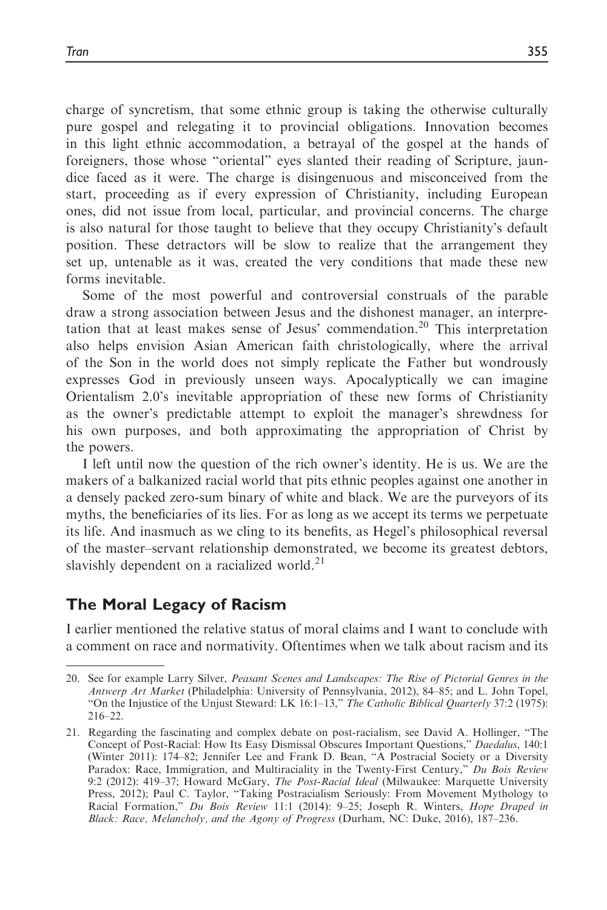charge of syncretism, that some ethnic group is taking the otherwise culturally pure gospel and relegating it to provincial obligations. Innovation becomes in this light ethnic accommodation, a betrayal of the gospel at the hands of foreigners, those whose "oriental" eyes slanted their reading of Scripture, jaundice faced as it were. The charge is disingenuous and misconceived from the start, proceeding as if every expression of Christianity, including European ones, did not issue from local, particular, and provincial concerns. The charge is also natural for those taught to believe that they occupy Christianity's default position. These detractors will be slow to realize that the arrangement they set up, untenable as it was, created the very conditions that made these new forms inevitable.

Some of the most powerful and controversial construals of the parable draw a strong association between Jesus and the dishonest manager, an interpretation that at least makes sense of Jesus' commendation.[20] This interpretation also helps envision Asian American faith christologically, where the arrival of the Son in the world does not simply replicate the Father but wondrously expresses God in previously unseen ways. Apocalyptically we can imagine Orientalism 2.0's inevitable appropriation of these new forms of Christianity as the owner's predictable attempt to exploit the manager's shrewdness for his own purposes, and both approximating the appropriation of Christ by the powers.

I left until now the question of the rich owner's identity. He is us. We are the makers of a balkanized racial world that pits ethnic peoples against one another in a densely packed zero-sum binary of white and black. We are the purveyors of its myths, the beneficiaries of its lies. For as long as we accept its terms we perpetuate its life. And inasmuch as we cling to its benefits, as Hegel's philosophical reversal of the master–servant relationship demonstrated, we become its greatest debtors, slavishly dependent on a racialized world.[21]

## The Moral Legacy of Racism

I earlier mentioned the relative status of moral claims and I want to conclude with a comment on race and normativity. Oftentimes when we talk about racism and its

20. See for example Larry Silver, *Peasant Scenes and Landscapes: The Rise of Pictorial Genres in the Antwerp Art Market* (Philadelphia: University of Pennsylvania, 2012), 84–85; and L. John Topel, "On the Injustice of the Unjust Steward: LK 16:1–13," *The Catholic Biblical Quarterly* 37:2 (1975): 216–22.

21. Regarding the fascinating and complex debate on post-racialism, see David A. Hollinger, "The Concept of Post-Racial: How Its Easy Dismissal Obscures Important Questions," *Daedalus*, 140:1 (Winter 2011): 174–82; Jennifer Lee and Frank D. Bean, "A Postracial Society or a Diversity Paradox: Race, Immigration, and Multiraciality in the Twenty-First Century," *Du Bois Review* 9:2 (2012): 419–37; Howard McGary, *The Post-Racial Ideal* (Milwaukee: Marquette University Press, 2012); Paul C. Taylor, "Taking Postracialism Seriously: From Movement Mythology to Racial Formation," *Du Bois Review* 11:1 (2014): 9–25; Joseph R. Winters, *Hope Draped in Black: Race, Melancholy, and the Agony of Progress* (Durham, NC: Duke, 2016), 187–236.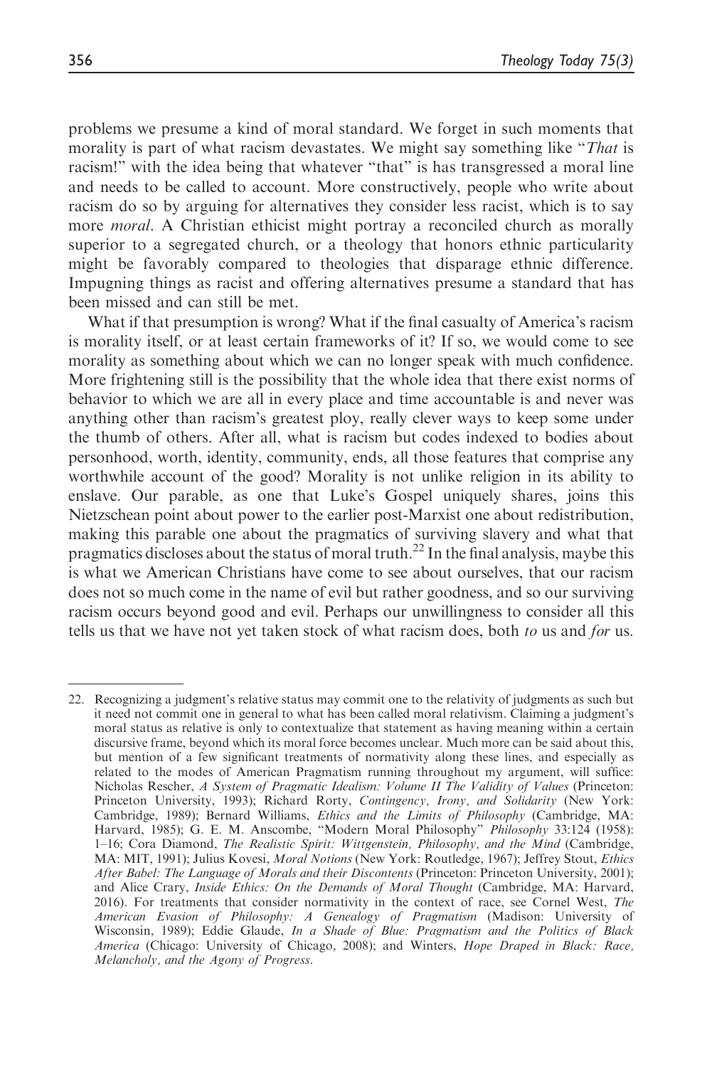problems we presume a kind of moral standard. We forget in such moments that morality is part of what racism devastates. We might say something like "*That* is racism!" with the idea being that whatever "that" is has transgressed a moral line and needs to be called to account. More constructively, people who write about racism do so by arguing for alternatives they consider less racist, which is to say more *moral*. A Christian ethicist might portray a reconciled church as morally superior to a segregated church, or a theology that honors ethnic particularity might be favorably compared to theologies that disparage ethnic difference. Impugning things as racist and offering alternatives presume a standard that has been missed and can still be met.

What if that presumption is wrong? What if the final casualty of America's racism is morality itself, or at least certain frameworks of it? If so, we would come to see morality as something about which we can no longer speak with much confidence. More frightening still is the possibility that the whole idea that there exist norms of behavior to which we are all in every place and time accountable is and never was anything other than racism's greatest ploy, really clever ways to keep some under the thumb of others. After all, what is racism but codes indexed to bodies about personhood, worth, identity, community, ends, all those features that comprise any worthwhile account of the good? Morality is not unlike religion in its ability to enslave. Our parable, as one that Luke's Gospel uniquely shares, joins this Nietzschean point about power to the earlier post-Marxist one about redistribution, making this parable one about the pragmatics of surviving slavery and what that pragmatics discloses about the status of moral truth.[22] In the final analysis, maybe this is what we American Christians have come to see about ourselves, that our racism does not so much come in the name of evil but rather goodness, and so our surviving racism occurs beyond good and evil. Perhaps our unwillingness to consider all this tells us that we have not yet taken stock of what racism does, both *to* us and *for* us.

---

22. Recognizing a judgment's relative status may commit one to the relativity of judgments as such but it need not commit one in general to what has been called moral relativism. Claiming a judgment's moral status as relative is only to contextualize that statement as having meaning within a certain discursive frame, beyond which its moral force becomes unclear. Much more can be said about this, but mention of a few significant treatments of normativity along these lines, and especially as related to the modes of American Pragmatism running throughout my argument, will suffice: Nicholas Rescher, *A System of Pragmatic Idealism: Volume II The Validity of Values* (Princeton: Princeton University, 1993); Richard Rorty, *Contingency, Irony, and Solidarity* (New York: Cambridge, 1989); Bernard Williams, *Ethics and the Limits of Philosophy* (Cambridge, MA: Harvard, 1985); G. E. M. Anscombe, "Modern Moral Philosophy" *Philosophy* 33:124 (1958): 1–16; Cora Diamond, *The Realistic Spirit: Wittgenstein, Philosophy, and the Mind* (Cambridge, MA: MIT, 1991); Julius Kovesi, *Moral Notions* (New York: Routledge, 1967); Jeffrey Stout, *Ethics After Babel: The Language of Morals and their Discontents* (Princeton: Princeton University, 2001); and Alice Crary, *Inside Ethics: On the Demands of Moral Thought* (Cambridge, MA: Harvard, 2016). For treatments that consider normativity in the context of race, see Cornel West, *The American Evasion of Philosophy: A Genealogy of Pragmatism* (Madison: University of Wisconsin, 1989); Eddie Glaude, *In a Shade of Blue: Pragmatism and the Politics of Black America* (Chicago: University of Chicago, 2008); and Winters, *Hope Draped in Black: Race, Melancholy, and the Agony of Progress*.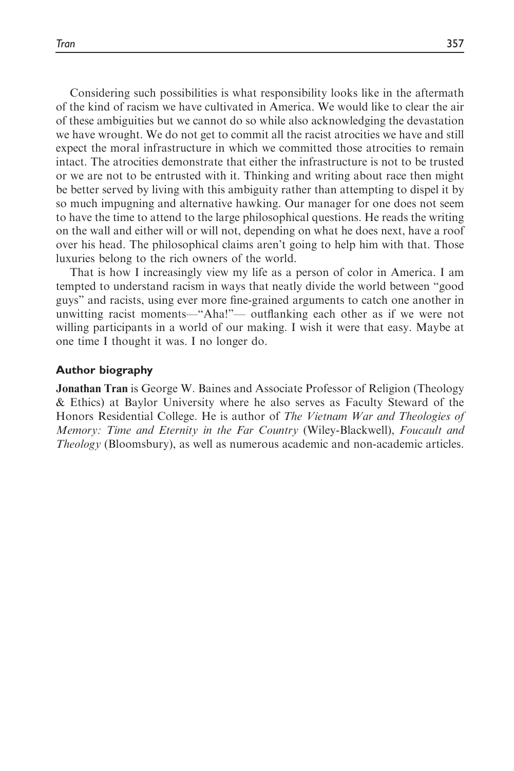Considering such possibilities is what responsibility looks like in the aftermath of the kind of racism we have cultivated in America. We would like to clear the air of these ambiguities but we cannot do so while also acknowledging the devastation we have wrought. We do not get to commit all the racist atrocities we have and still expect the moral infrastructure in which we committed those atrocities to remain intact. The atrocities demonstrate that either the infrastructure is not to be trusted or we are not to be entrusted with it. Thinking and writing about race then might be better served by living with this ambiguity rather than attempting to dispel it by so much impugning and alternative hawking. Our manager for one does not seem to have the time to attend to the large philosophical questions. He reads the writing on the wall and either will or will not, depending on what he does next, have a roof over his head. The philosophical claims aren't going to help him with that. Those luxuries belong to the rich owners of the world.

That is how I increasingly view my life as a person of color in America. I am tempted to understand racism in ways that neatly divide the world between "good guys" and racists, using ever more fine-grained arguments to catch one another in unwitting racist moments—"Aha!"— outflanking each other as if we were not willing participants in a world of our making. I wish it were that easy. Maybe at one time I thought it was. I no longer do.

### Author biography

**Jonathan Tran** is George W. Baines and Associate Professor of Religion (Theology & Ethics) at Baylor University where he also serves as Faculty Steward of the Honors Residential College. He is author of *The Vietnam War and Theologies of Memory: Time and Eternity in the Far Country* (Wiley-Blackwell), *Foucault and Theology* (Bloomsbury), as well as numerous academic and non-academic articles.